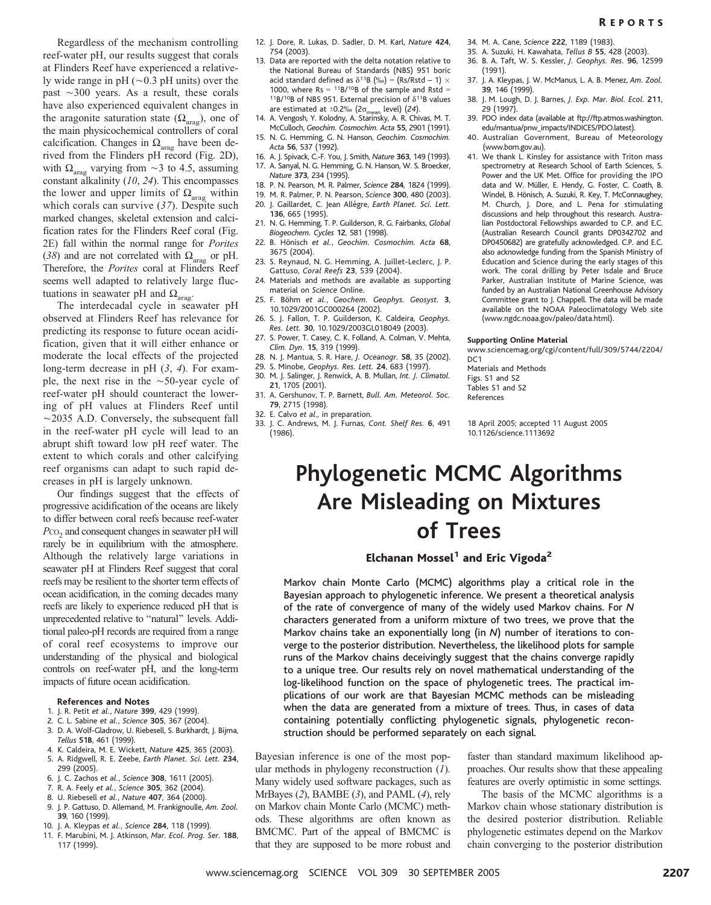Regardless of the mechanism controlling reef-water pH, our results suggest that corals at Flinders Reef have experienced a relatively wide range in pH (~0.3 pH units) over the past ~300 years. As a result, these corals have also experienced equivalent changes in the aragonite saturation state ($\Omega_{arag}$), one of the main physicochemical controllers of coral calcification. Changes in $\Omega_{arag}$ have been derived from the Flinders pH record (Fig. 2D), with $\Omega_{arag}$ varying from ~3 to 4.5, assuming constant alkalinity (*10*, *24*). This encompasses the lower and upper limits of $\Omega_{arag}$ within which corals can survive (*37*). Despite such marked changes, skeletal extension and calcification rates for the Flinders Reef coral (Fig. 2E) fall within the normal range for *Porites* (*38*) and are not correlated with $\Omega_{arag}$ or pH. Therefore, the *Porites* coral at Flinders Reef seems well adapted to relatively large fluctuations in seawater pH and $\Omega_{arag}$.

The interdecadal cycle in seawater pH observed at Flinders Reef has relevance for predicting its response to future ocean acidification, given that it will either enhance or moderate the local effects of the projected long-term decrease in pH (*3*, *4*). For example, the next rise in the ~50-year cycle of reef-water pH should counteract the lowering of pH values at Flinders Reef until ~2035 A.D. Conversely, the subsequent fall in the reef-water pH cycle will lead to an abrupt shift toward low pH reef water. The extent to which corals and other calcifying reef organisms can adapt to such rapid decreases in pH is largely unknown.

Our findings suggest that the effects of progressive acidification of the oceans are likely to differ between coral reefs because reef-water $P_{CO_2}$ and consequent changes in seawater pH will rarely be in equilibrium with the atmosphere. Although the relatively large variations in seawater pH at Flinders Reef suggest that coral reefs may be resilient to the shorter term effects of ocean acidification, in the coming decades many reefs are likely to experience reduced pH that is unprecedented relative to "natural" levels. Additional paleo-pH records are required from a range of coral reef ecosystems to improve our understanding of the physical and biological controls on reef-water pH, and the long-term impacts of future ocean acidification.

#### References and Notes

1. J. R. Petit *et al.*, *Nature* **399**, 429 (1999).
2. C. L. Sabine *et al.*, *Science* **305**, 367 (2004).
3. D. A. Wolf-Gladrow, U. Riebesell, S. Burkhardt, J. Bijma, *Tellus* **51B**, 461 (1999).
4. K. Caldeira, M. E. Wickett, *Nature* **425**, 365 (2003).
5. A. Ridgwell, R. E. Zeebe, *Earth Planet. Sci. Lett.* **234**, 299 (2005).
6. J. C. Zachos *et al.*, *Science* **308**, 1611 (2005).
7. R. A. Feely *et al.*, *Science* **305**, 362 (2004).
8. U. Riebesell *et al.*, *Nature* **407**, 364 (2000).
9. J. P. Gattuso, D. Allemand, M. Frankignoulle, *Am. Zool.* **39**, 160 (1999).
10. J. A. Kleypas *et al.*, *Science* **284**, 118 (1999).
11. F. Marubini, M. J. Atkinson, *Mar. Ecol. Prog. Ser.* **188**, 117 (1999).
12. J. Dore, R. Lukas, D. Sadler, D. M. Karl, *Nature* **424**, 754 (2003).
13. Data are reported with the delta notation relative to the National Bureau of Standards (NBS) 951 boric acid standard defined as $\delta^{11}B$ (‰) = (Rs/Rstd − 1) × 1000, where Rs = $^{11}B/^{10}B$ of the sample and Rstd = $^{11}B/^{10}B$ of NBS 951. External precision of $\delta^{11}B$ values are estimated at ±0.2‰ ($2\sigma_{mean}$ level) (*24*).
14. A. Vengosh, Y. Kolodny, A. Starinsky, A. R. Chivas, M. T. McCulloch, *Geochim. Cosmochim. Acta* **55**, 2901 (1991).
15. N. G. Hemming, G. N. Hanson, *Geochim. Cosmochim. Acta* **56**, 537 (1992).
16. A. J. Spivack, C.-F. You, J. Smith, *Nature* **363**, 149 (1993).
17. A. Sanyal, N. G. Hemming, G. N. Hanson, W. S. Broecker, *Nature* **373**, 234 (1995).
18. P. N. Pearson, M. R. Palmer, *Science* **284**, 1824 (1999).
19. M. R. Palmer, P. N. Pearson, *Science* **300**, 480 (2003).
20. J. Gaillardet, C. Jean Allègre, *Earth Planet. Sci. Lett.* **136**, 665 (1995).
21. N. G. Hemming, T. P. Guilderson, R. G. Fairbanks, *Global Biogeochem. Cycles* **12**, 581 (1998).
22. B. Hönisch *et al.*, *Geochim. Cosmochim. Acta* **68**, 3675 (2004).
23. S. Reynaud, N. G. Hemming, A. Juillet-Leclerc, J. P. Gattuso, *Coral Reefs* **23**, 539 (2004).
24. Materials and methods are available as supporting material on *Science* Online.
25. F. Böhm *et al.*, *Geochem. Geophys. Geosyst.* **3**, 10.1029/2001GC000264 (2002).
26. S. J. Fallon, T. P. Guilderson, K. Caldeira, *Geophys. Res. Lett.* **30**, 10.1029/2003GL018049 (2003).
27. S. Power, T. Casey, C. K. Folland, A. Colman, V. Mehta, *Clim. Dyn.* **15**, 319 (1999).
28. N. J. Mantua, S. R. Hare, *J. Oceanogr.* **58**, 35 (2002).
29. S. Minobe, *Geophys. Res. Lett.* **24**, 683 (1997).
30. M. J. Salinger, J. Renwick, A. B. Mullan, *Int. J. Climatol.* **21**, 1705 (2001).
31. A. Gershunov, T. P. Barnett, *Bull. Am. Meteorol. Soc.* **79**, 2715 (1998).
32. E. Calvo *et al.*, in preparation.
33. J. C. Andrews, M. J. Furnas, *Cont. Shelf Res.* **6**, 491 (1986).
34. M. A. Cane, *Science* **222**, 1189 (1983).
35. A. Suzuki, H. Kawahata, *Tellus B* **55**, 428 (2003).
36. B. A. Taft, W. S. Kessler, *J. Geophys. Res.* **96**, 12599 (1991).
37. J. A. Kleypas, J. W. McManus, L. A. B. Menez, *Am. Zool.* **39**, 146 (1999).
38. J. M. Lough, D. J. Barnes, *J. Exp. Mar. Biol. Ecol.* **211**, 29 (1997).
39. PDO index data (available at ftp://ftp.atmos.washington.edu/mantua/pnw_impacts/INDICES/PDO.latest).
40. Australian Government, Bureau of Meteorology (www.bom.gov.au).
41. We thank L. Kinsley for assistance with Triton mass spectrometry at Research School of Earth Sciences, S. Power and the UK Met. Office for providing the IPO data and W. Müller, E. Hendy, G. Foster, C. Coath, B. Windel, B. Hönisch, A. Suzuki, R. Key, T. McConnaughey, M. Church, J. Dore, and L. Pena for stimulating discussions and help throughout this research. Australian Postdoctoral Fellowships awarded to C.P. and E.C. (Australian Research Council grants DP0342702 and DP0450682) are gratefully acknowledged. C.P. and E.C. also acknowledge funding from the Spanish Ministry of Education and Science during the early stages of this work. The coral drilling by Peter Isdale and Bruce Parker, Australian Institute of Marine Science, was funded by an Australian National Greenhouse Advisory Committee grant to J. Chappell. The data will be made available on the NOAA Paleoclimatology Web site (www.ngdc.noaa.gov/paleo/data.html).

**Supporting Online Material**
www.sciencemag.org/cgi/content/full/309/5744/2204/DC1
Materials and Methods
Figs. S1 and S2
Tables S1 and S2
References

18 April 2005; accepted 11 August 2005
10.1126/science.1113692

# Phylogenetic MCMC Algorithms Are Misleading on Mixtures of Trees

**Elchanan Mossel[1] and Eric Vigoda[2]**

**Markov chain Monte Carlo (MCMC) algorithms play a critical role in the Bayesian approach to phylogenetic inference. We present a theoretical analysis of the rate of convergence of many of the widely used Markov chains. For *N* characters generated from a uniform mixture of two trees, we prove that the Markov chains take an exponentially long (in *N*) number of iterations to converge to the posterior distribution. Nevertheless, the likelihood plots for sample runs of the Markov chains deceivingly suggest that the chains converge rapidly to a unique tree. Our results rely on novel mathematical understanding of the log-likelihood function on the space of phylogenetic trees. The practical implications of our work are that Bayesian MCMC methods can be misleading when the data are generated from a mixture of trees. Thus, in cases of data containing potentially conflicting phylogenetic signals, phylogenetic reconstruction should be performed separately on each signal.**

Bayesian inference is one of the most popular methods in phylogeny reconstruction (*1*). Many widely used software packages, such as MrBayes (*2*), BAMBE (*3*), and PAML (*4*), rely on Markov chain Monte Carlo (MCMC) methods. These algorithms are often known as BMCMC. Part of the appeal of BMCMC is that they are supposed to be more robust and faster than standard maximum likelihood approaches. Our results show that these appealing features are overly optimistic in some settings.

The basis of the MCMC algorithms is a Markov chain whose stationary distribution is the desired posterior distribution. Reliable phylogenetic estimates depend on the Markov chain converging to the posterior distribution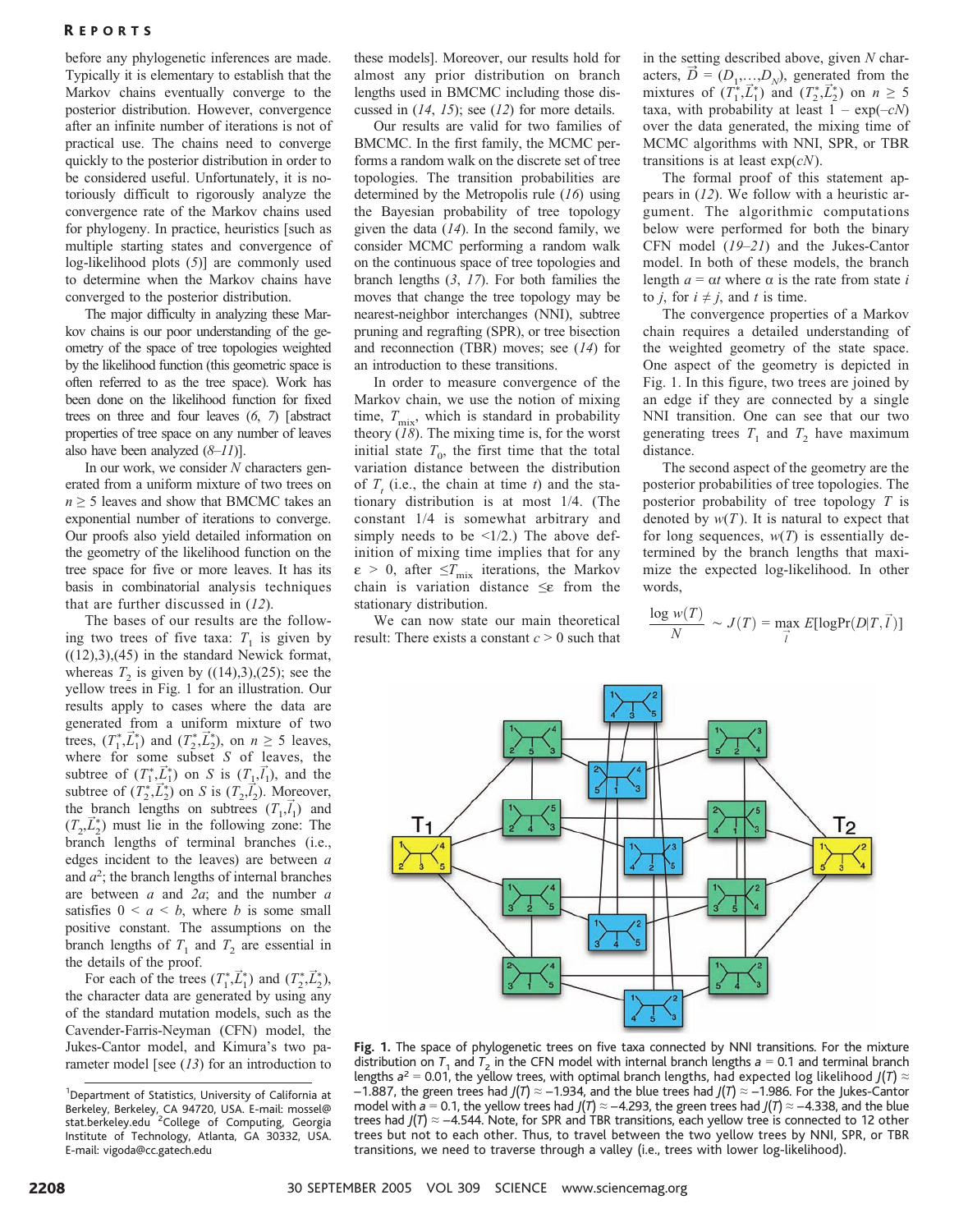before any phylogenetic inferences are made. Typically it is elementary to establish that the Markov chains eventually converge to the posterior distribution. However, convergence after an infinite number of iterations is not of practical use. The chains need to converge quickly to the posterior distribution in order to be considered useful. Unfortunately, it is notoriously difficult to rigorously analyze the convergence rate of the Markov chains used for phylogeny. In practice, heuristics [such as multiple starting states and convergence of log-likelihood plots (*5*)] are commonly used to determine when the Markov chains have converged to the posterior distribution.

The major difficulty in analyzing these Markov chains is our poor understanding of the geometry of the space of tree topologies weighted by the likelihood function (this geometric space is often referred to as the tree space). Work has been done on the likelihood function for fixed trees on three and four leaves (*6*, *7*) [abstract properties of tree space on any number of leaves also have been analyzed (*8*–*11*)].

In our work, we consider $N$ characters generated from a uniform mixture of two trees on $n \geq 5$ leaves and show that BMCMC takes an exponential number of iterations to converge. Our proofs also yield detailed information on the geometry of the likelihood function on the tree space for five or more leaves. It has its basis in combinatorial analysis techniques that are further discussed in (*12*).

The bases of our results are the following two trees of five taxa: $T_1$ is given by ((12),3),(45) in the standard Newick format, whereas $T_2$ is given by ((14),3),(25); see the yellow trees in Fig. 1 for an illustration. Our results apply to cases where the data are generated from a uniform mixture of two trees, $(T_1^*, \vec{L}_1^*)$ and $(T_2^*, \vec{L}_2^*)$, on $n \geq 5$ leaves, where for some subset $S$ of leaves, the subtree of $(T_1^*, \vec{L}_1^*)$ on $S$ is $(T_1, \vec{l}_1)$, and the subtree of $(T_2^*, \vec{L}_2^*)$ on $S$ is $(T_2, \vec{l}_2)$. Moreover, the branch lengths on subtrees $(T_1, \vec{l}_1)$ and $(T_2, \vec{L}_2^*)$ must lie in the following zone: The branch lengths of terminal branches (i.e., edges incident to the leaves) are between $a$ and $a^2$; the branch lengths of internal branches are between $a$ and $2a$; and the number $a$ satisfies $0 < a < b$, where $b$ is some small positive constant. The assumptions on the branch lengths of $T_1$ and $T_2$ are essential in the details of the proof.

For each of the trees $(T_1^*, \vec{L}_1^*)$ and $(T_2^*, \vec{L}_2^*)$, the character data are generated by using any of the standard mutation models, such as the Cavender-Farris-Neyman (CFN) model, the Jukes-Cantor model, and Kimura's two parameter model [see (*13*) for an introduction to these models]. Moreover, our results hold for almost any prior distribution on branch lengths used in BMCMC including those discussed in (*14*, *15*); see (*12*) for more details.

Our results are valid for two families of BMCMC. In the first family, the MCMC performs a random walk on the discrete set of tree topologies. The transition probabilities are determined by the Metropolis rule (*16*) using the Bayesian probability of tree topology given the data (*14*). In the second family, we consider MCMC performing a random walk on the continuous space of tree topologies and branch lengths (*3*, *17*). For both families the moves that change the tree topology may be nearest-neighbor interchanges (NNI), subtree pruning and regrafting (SPR), or tree bisection and reconnection (TBR) moves; see (*14*) for an introduction to these transitions.

In order to measure convergence of the Markov chain, we use the notion of mixing time, $T_{\text{mix}}$, which is standard in probability theory (*18*). The mixing time is, for the worst initial state $T_0$, the first time that the total variation distance between the distribution of $T_t$ (i.e., the chain at time $t$) and the stationary distribution is at most 1/4. (The constant 1/4 is somewhat arbitrary and simply needs to be <1/2.) The above definition of mixing time implies that for any $\varepsilon > 0$, after $\leq T_{\text{mix}}$ iterations, the Markov chain is variation distance $\leq \varepsilon$ from the stationary distribution.

We can now state our main theoretical result: There exists a constant $c > 0$ such that in the setting described above, given $N$ characters, $\vec{D} = (D_1, \ldots, D_N)$, generated from the mixtures of $(T_1^*, \vec{L}_1^*)$ and $(T_2^*, \vec{L}_2^*)$ on $n \geq 5$ taxa, with probability at least $1 - \exp(-cN)$ over the data generated, the mixing time of MCMC algorithms with NNI, SPR, or TBR transitions is at least $\exp(cN)$.

The formal proof of this statement appears in (*12*). We follow with a heuristic argument. The algorithmic computations below were performed for both the binary CFN model (*19*–*21*) and the Jukes-Cantor model. In both of these models, the branch length $a = \alpha t$ where $\alpha$ is the rate from state $i$ to $j$, for $i \neq j$, and $t$ is time.

The convergence properties of a Markov chain requires a detailed understanding of the weighted geometry of the state space. One aspect of the geometry is depicted in Fig. 1. In this figure, two trees are joined by an edge if they are connected by a single NNI transition. One can see that our two generating trees $T_1$ and $T_2$ have maximum distance.

The second aspect of the geometry are the posterior probabilities of tree topologies. The posterior probability of tree topology $T$ is denoted by $w(T)$. It is natural to expect that for long sequences, $w(T)$ is essentially determined by the branch lengths that maximize the expected log-likelihood. In other words,

$$\frac{\log w(T)}{N} \sim J(T) = \max_{\vec{l}} E[\log \Pr(D|T, \vec{l})]$$

**Fig. 1.** The space of phylogenetic trees on five taxa connected by NNI transitions. For the mixture distribution on $T_1$ and $T_2$ in the CFN model with internal branch lengths $a = 0.1$ and terminal branch lengths $a^2 = 0.01$, the yellow trees, with optimal branch lengths, had expected log likelihood $J(T) \approx -1.887$, the green trees had $J(T) \approx -1.934$, and the blue trees had $J(T) \approx -1.986$. For the Jukes-Cantor model with $a = 0.1$, the yellow trees had $J(T) \approx -4.293$, the green trees had $J(T) \approx -4.338$, and the blue trees had $J(T) \approx -4.544$. Note, for SPR and TBR transitions, each yellow tree is connected to 12 other trees but not to each other. Thus, to travel between the two yellow trees by NNI, SPR, or TBR transitions, we need to traverse through a valley (i.e., trees with lower log-likelihood).

[1]Department of Statistics, University of California at Berkeley, Berkeley, CA 94720, USA. E-mail: mossel@stat.berkeley.edu [2]College of Computing, Georgia Institute of Technology, Atlanta, GA 30332, USA. E-mail: vigoda@cc.gatech.edu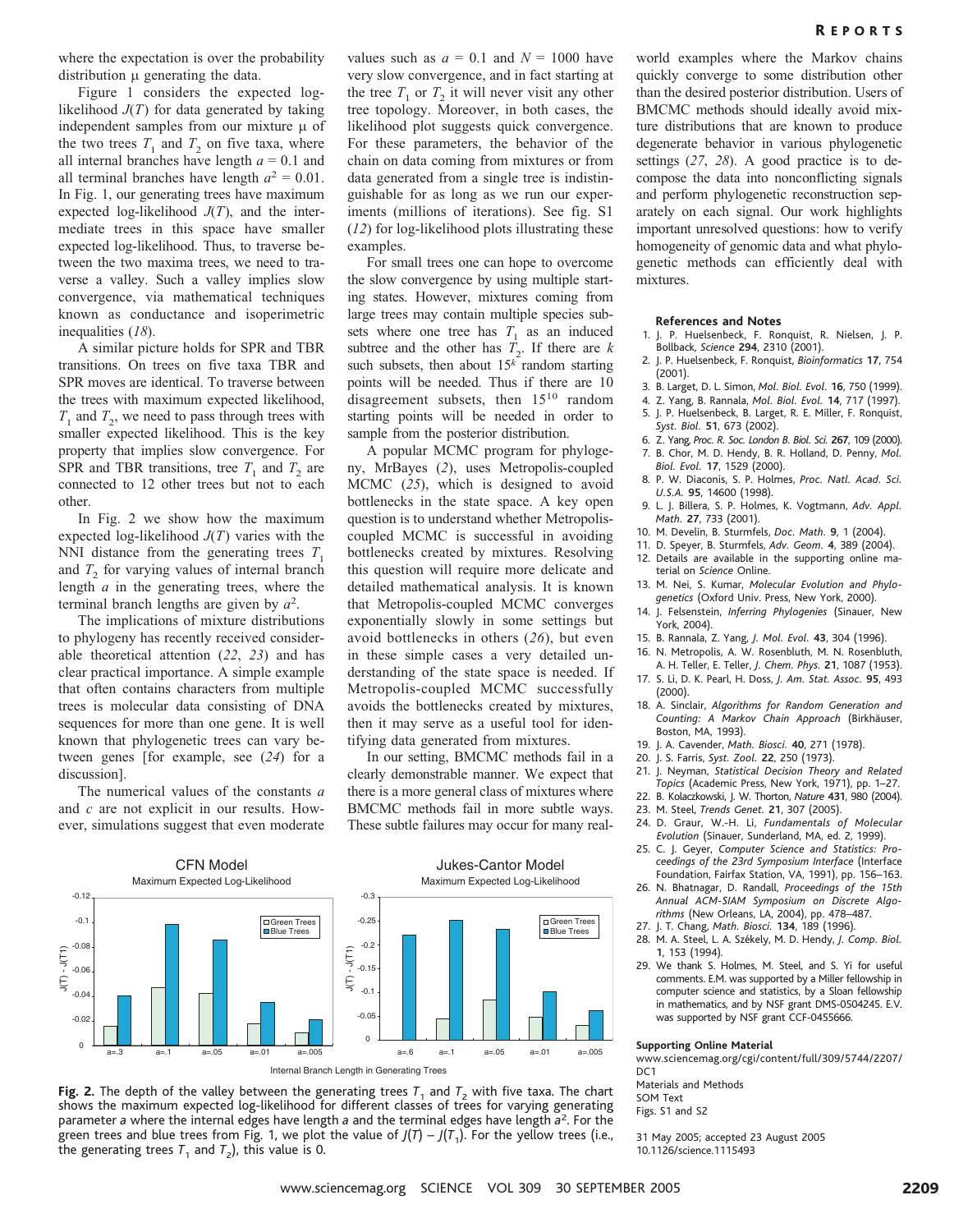where the expectation is over the probability distribution μ generating the data.

Figure 1 considers the expected log-likelihood $J(T)$ for data generated by taking independent samples from our mixture μ of the two trees $T_1$ and $T_2$ on five taxa, where all internal branches have length $a = 0.1$ and all terminal branches have length $a^2 = 0.01$. In Fig. 1, our generating trees have maximum expected log-likelihood $J(T)$, and the intermediate trees in this space have smaller expected log-likelihood. Thus, to traverse between the two maxima trees, we need to traverse a valley. Such a valley implies slow convergence, via mathematical techniques known as conductance and isoperimetric inequalities (*18*).

A similar picture holds for SPR and TBR transitions. On trees on five taxa TBR and SPR moves are identical. To traverse between the trees with maximum expected likelihood, $T_1$ and $T_2$, we need to pass through trees with smaller expected likelihood. This is the key property that implies slow convergence. For SPR and TBR transitions, tree $T_1$ and $T_2$ are connected to 12 other trees but not to each other.

In Fig. 2 we show how the maximum expected log-likelihood $J(T)$ varies with the NNI distance from the generating trees $T_1$ and $T_2$ for varying values of internal branch length $a$ in the generating trees, where the terminal branch lengths are given by $a^2$.

The implications of mixture distributions to phylogeny has recently received considerable theoretical attention (*22*, *23*) and has clear practical importance. A simple example that often contains characters from multiple trees is molecular data consisting of DNA sequences for more than one gene. It is well known that phylogenetic trees can vary between genes [for example, see (*24*) for a discussion].

The numerical values of the constants $a$ and $c$ are not explicit in our results. However, simulations suggest that even moderate values such as $a = 0.1$ and $N = 1000$ have very slow convergence, and in fact starting at the tree $T_1$ or $T_2$ it will never visit any other tree topology. Moreover, in both cases, the likelihood plot suggests quick convergence. For these parameters, the behavior of the chain on data coming from mixtures or from data generated from a single tree is indistinguishable for as long as we run our experiments (millions of iterations). See fig. S1 (*12*) for log-likelihood plots illustrating these examples.

For small trees one can hope to overcome the slow convergence by using multiple starting states. However, mixtures coming from large trees may contain multiple species subsets where one tree has $T_1$ as an induced subtree and the other has $T_2$. If there are $k$ such subsets, then about $15^k$ random starting points will be needed. Thus if there are 10 disagreement subsets, then $15^{10}$ random starting points will be needed in order to sample from the posterior distribution.

A popular MCMC program for phylogeny, MrBayes (*2*), uses Metropolis-coupled MCMC (*25*), which is designed to avoid bottlenecks in the state space. A key open question is to understand whether Metropolis-coupled MCMC is successful in avoiding bottlenecks created by mixtures. Resolving this question will require more delicate and detailed mathematical analysis. It is known that Metropolis-coupled MCMC converges exponentially slowly in some settings but avoid bottlenecks in others (*26*), but even in these simple cases a very detailed understanding of the state space is needed. If Metropolis-coupled MCMC successfully avoids the bottlenecks created by mixtures, then it may serve as a useful tool for identifying data generated from mixtures.

In our setting, BMCMC methods fail in a clearly demonstrable manner. We expect that there is a more general class of mixtures where BMCMC methods fail in more subtle ways. These subtle failures may occur for many real-world examples where the Markov chains quickly converge to some distribution other than the desired posterior distribution. Users of BMCMC methods should ideally avoid mixture distributions that are known to produce degenerate behavior in various phylogenetic settings (*27*, *28*). A good practice is to decompose the data into nonconflicting signals and perform phylogenetic reconstruction separately on each signal. Our work highlights important unresolved questions: how to verify homogeneity of genomic data and what phylogenetic methods can efficiently deal with mixtures.

CFN Model
Maximum Expected Log-Likelihood
-0.12
-0.1
-0.08
-0.06
-0.04
-0.02
0
J(T) - J(T1)
Green Trees
Blue Trees
a=.3 a=.1 a=.05 a=.01 a=.005

Jukes-Cantor Model
Maximum Expected Log-Likelihood
-0.3
-0.25
-0.2
-0.15
-0.1
-0.05
0
J(T) - J(T1)
Green Trees
Blue Trees
a=.6 a=.1 a=.05 a=.01 a=.005

Internal Branch Length in Generating Trees

**Fig. 2.** The depth of the valley between the generating trees $T_1$ and $T_2$ with five taxa. The chart shows the maximum expected log-likelihood for different classes of trees for varying generating parameter $a$ where the internal edges have length $a$ and the terminal edges have length $a^2$. For the green trees and blue trees from Fig. 1, we plot the value of $J(T) - J(T_1)$. For the yellow trees (i.e., the generating trees $T_1$ and $T_2$), this value is 0.

### References and Notes

1. J. P. Huelsenbeck, F. Ronquist, R. Nielsen, J. P. Bollback, *Science* **294**, 2310 (2001).
2. J. P. Huelsenbeck, F. Ronquist, *Bioinformatics* **17**, 754 (2001).
3. B. Larget, D. L. Simon, *Mol. Biol. Evol.* **16**, 750 (1999).
4. Z. Yang, B. Rannala, *Mol. Biol. Evol.* **14**, 717 (1997).
5. J. P. Huelsenbeck, B. Larget, R. E. Miller, F. Ronquist, *Syst. Biol.* **51**, 673 (2002).
6. Z. Yang, *Proc. R. Soc. London B. Biol. Sci.* **267**, 109 (2000).
7. B. Chor, M. D. Hendy, B. R. Holland, D. Penny, *Mol. Biol. Evol.* **17**, 1529 (2000).
8. P. W. Diaconis, S. P. Holmes, *Proc. Natl. Acad. Sci. U.S.A.* **95**, 14600 (1998).
9. L. J. Billera, S. P. Holmes, K. Vogtmann, *Adv. Appl. Math.* **27**, 733 (2001).
10. M. Develin, B. Sturmfels, *Doc. Math.* **9**, 1 (2004).
11. D. Speyer, B. Sturmfels, *Adv. Geom.* **4**, 389 (2004).
12. Details are available in the supporting online material on *Science* Online.
13. M. Nei, S. Kumar, *Molecular Evolution and Phylogenetics* (Oxford Univ. Press, New York, 2000).
14. J. Felsenstein, *Inferring Phylogenies* (Sinauer, New York, 2004).
15. B. Rannala, Z. Yang, *J. Mol. Evol.* **43**, 304 (1996).
16. N. Metropolis, A. W. Rosenbluth, M. N. Rosenbluth, A. H. Teller, E. Teller, *J. Chem. Phys.* **21**, 1087 (1953).
17. S. Li, D. K. Pearl, H. Doss, *J. Am. Stat. Assoc.* **95**, 493 (2000).
18. A. Sinclair, *Algorithms for Random Generation and Counting: A Markov Chain Approach* (Birkhäuser, Boston, MA, 1993).
19. J. A. Cavender, *Math. Biosci.* **40**, 271 (1978).
20. J. S. Farris, *Syst. Zool.* **22**, 250 (1973).
21. J. Neyman, *Statistical Decision Theory and Related Topics* (Academic Press, New York, 1971), pp. 1–27.
22. B. Kolaczkowski, J. W. Thorton, *Nature* **431**, 980 (2004).
23. M. Steel, *Trends Genet.* **21**, 307 (2005).
24. D. Graur, W.-H. Li, *Fundamentals of Molecular Evolution* (Sinauer, Sunderland, MA, ed. 2, 1999).
25. C. J. Geyer, *Computer Science and Statistics: Proceedings of the 23rd Symposium Interface* (Interface Foundation, Fairfax Station, VA, 1991), pp. 156–163.
26. N. Bhatnagar, D. Randall, *Proceedings of the 15th Annual ACM-SIAM Symposium on Discrete Algorithms* (New Orleans, LA, 2004), pp. 478–487.
27. J. T. Chang, *Math. Biosci.* **134**, 189 (1996).
28. M. A. Steel, L. A. Székely, M. D. Hendy, *J. Comp. Biol.* **1**, 153 (1994).
29. We thank S. Holmes, M. Steel, and S. Yi for useful comments. E.M. was supported by a Miller fellowship in computer science and statistics, by a Sloan fellowship in mathematics, and by NSF grant DMS-0504245. E.V. was supported by NSF grant CCF-0455666.

### Supporting Online Material

www.sciencemag.org/cgi/content/full/309/5744/2207/DC1
Materials and Methods
SOM Text
Figs. S1 and S2

31 May 2005; accepted 23 August 2005
10.1126/science.1115493